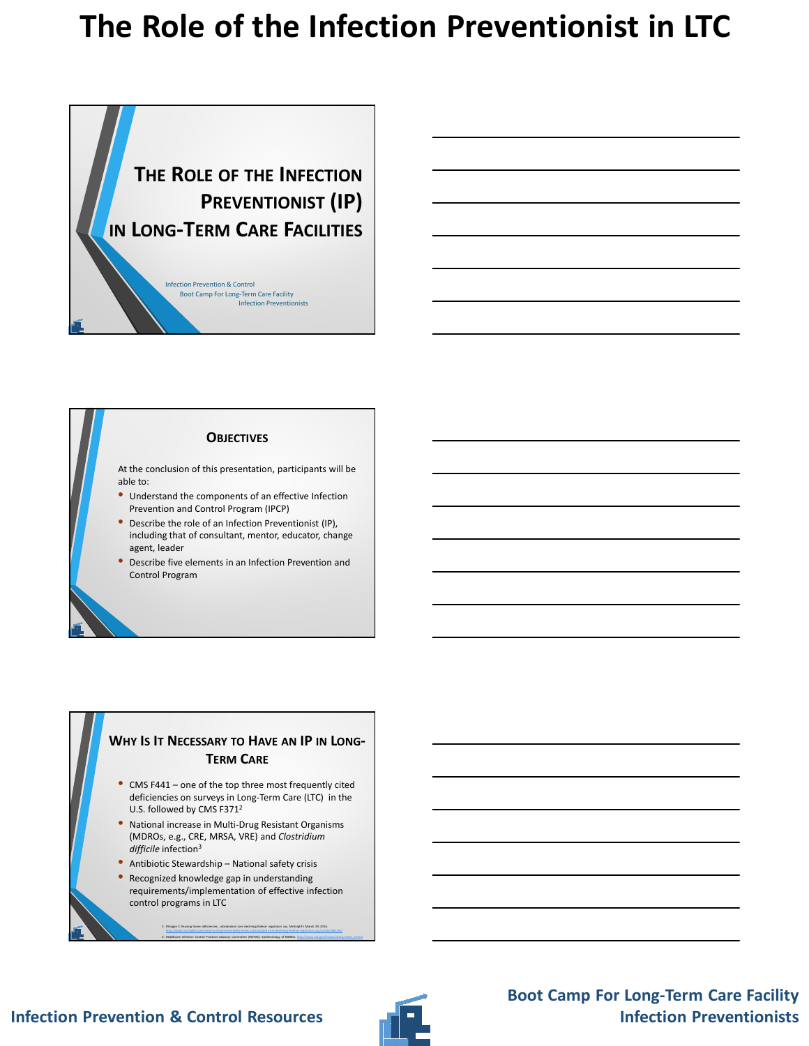# The Role of the Infection Preventionist in LTC

## The Role of the Infection Preventionist (IP) in Long-Term Care Facilities

Infection Prevention & Control
Boot Camp For Long-Term Care Facility
Infection Preventionists

## Objectives

At the conclusion of this presentation, participants will be able to:

- Understand the components of an effective Infection Prevention and Control Program (IPCP)
- Describe the role of an Infection Preventionist (IP), including that of consultant, mentor, educator, change agent, leader
- Describe five elements in an Infection Prevention and Control Program

## Why Is It Necessary to Have an IP in Long-Term Care

- CMS F441 – one of the top three most frequently cited deficiencies on surveys in Long-Term Care (LTC) in the U.S. followed by CMS F371[2]
- National increase in Multi-Drug Resistant Organisms (MDROs, e.g., CRE, MRSA, VRE) and *Clostridium difficile* infection[3]
- Antibiotic Stewardship – National safety crisis
- Recognized knowledge gap in understanding requirements/implementation of effective infection control programs in LTC

2. Mongan E. Nursing home deficiencies, substandard care declining/federal regulators say. McKnight's March 29, 2016.
3. Healthcare Infection Control Practices Advisory Committee (HICPAC). Epidemiology of MDROs.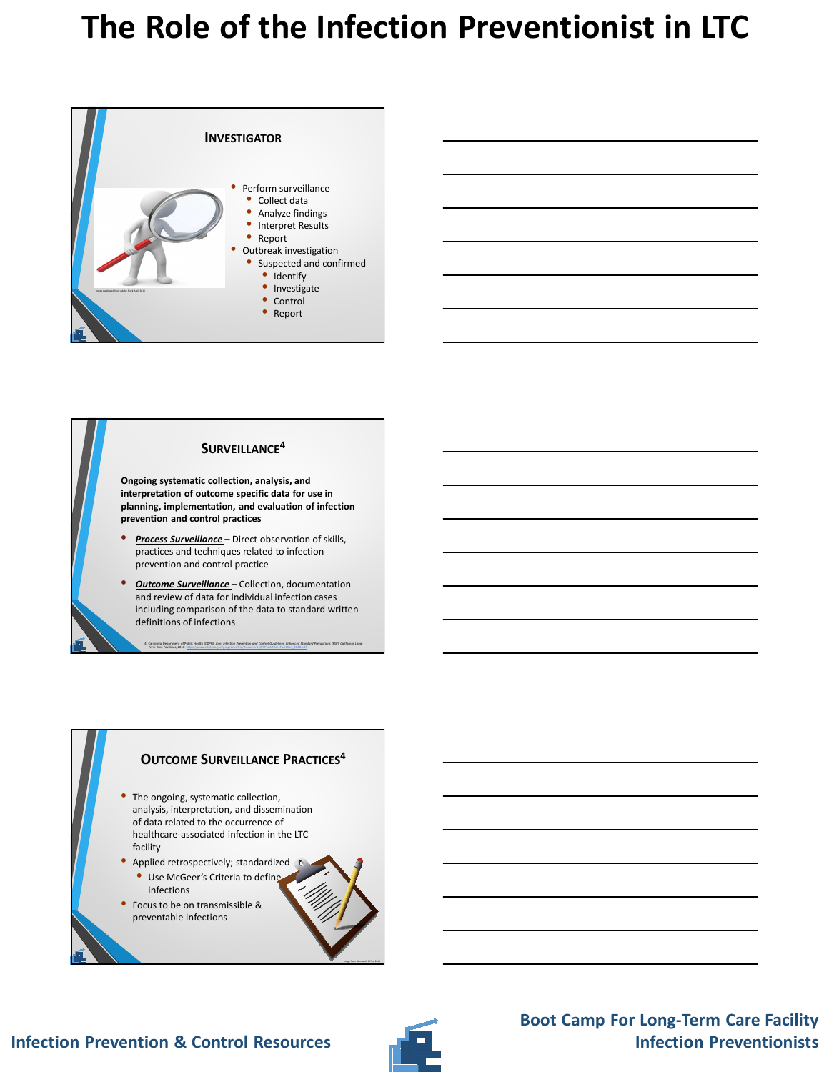# The Role of the Infection Preventionist in LTC

## Investigator

- Perform surveillance
  - Collect data
  - Analyze findings
  - Interpret Results
  - Report
- Outbreak investigation
  - Suspected and confirmed
    - Identify
    - Investigate
    - Control
    - Report

Image purchased from Adobe Stock April 2018

## Surveillance[4]

**Ongoing systematic collection, analysis, and interpretation of outcome specific data for use in planning, implementation, and evaluation of infection prevention and control practices**

- ***Process Surveillance*** – Direct observation of skills, practices and techniques related to infection prevention and control practice
- ***Outcome Surveillance*** – Collection, documentation and review of data for individual infection cases including comparison of the data to standard written definitions of infections

4. California Department of Public Health (CDPH), *Joint Infection Prevention and Control Guidelines, Enhanced Standard Precautions (ESP), California Long-Term Care Facilities*, 2010.

## Outcome Surveillance Practices[4]

- The ongoing, systematic collection, analysis, interpretation, and dissemination of data related to the occurrence of healthcare-associated infection in the LTC facility
- Applied retrospectively; standardized
  - Use McGeer's Criteria to define infections
- Focus to be on transmissible & preventable infections

Image from: Microsoft Office 2016

Infection Prevention & Control Resources

Boot Camp For Long-Term Care Facility Infection Preventionists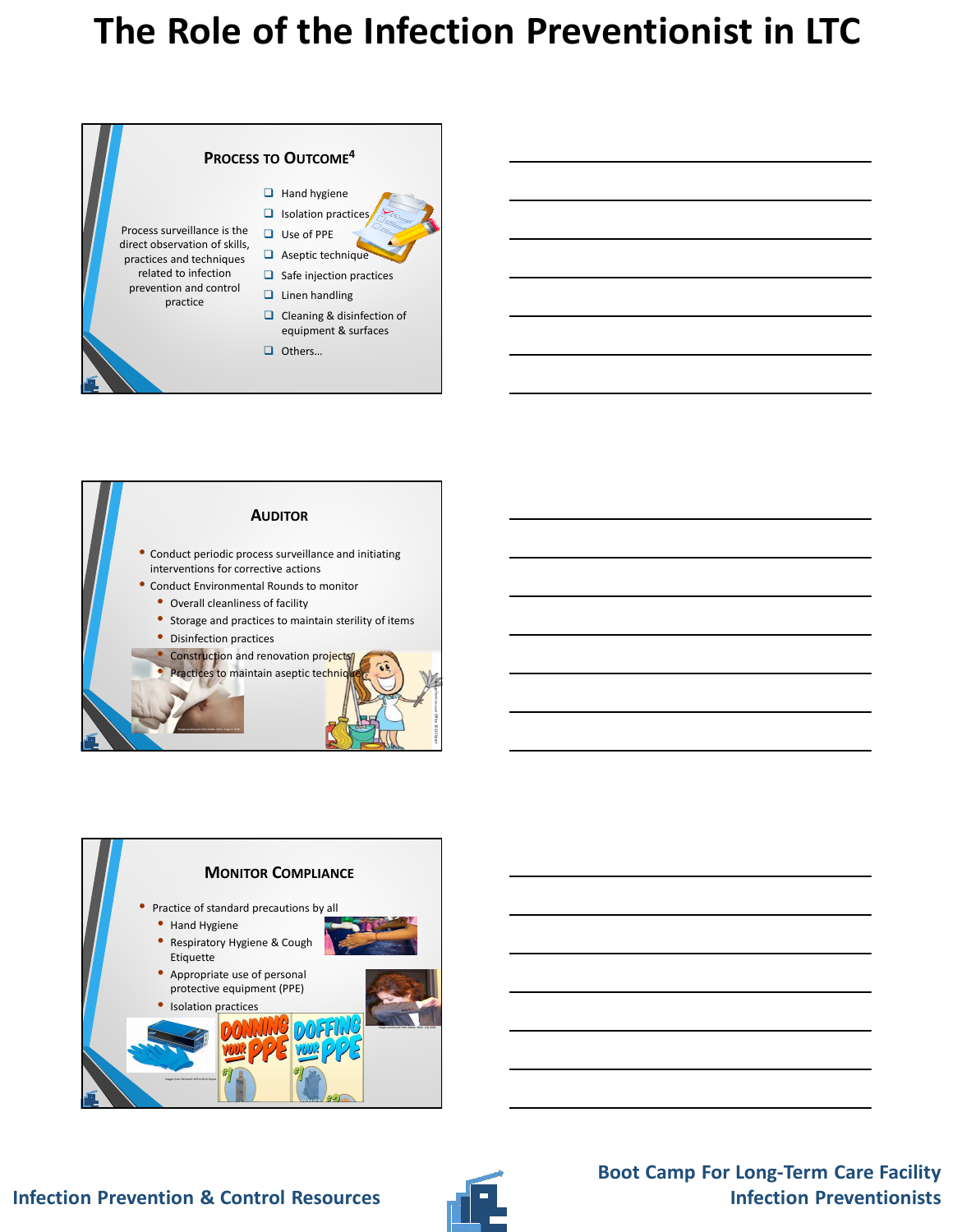# The Role of the Infection Preventionist in LTC

## Process to Outcome[4]

Process surveillance is the direct observation of skills, practices and techniques related to infection prevention and control practice

- Hand hygiene
- Isolation practices
- Use of PPE
- Aseptic technique
- Safe injection practices
- Linen handling
- Cleaning & disinfection of equipment & surfaces
- Others…

## Auditor

- Conduct periodic process surveillance and initiating interventions for corrective actions
- Conduct Environmental Rounds to monitor
  - Overall cleanliness of facility
  - Storage and practices to maintain sterility of items
  - Disinfection practices
  - Construction and renovation projects
  - Practices to maintain aseptic technique

## Monitor Compliance

- Practice of standard precautions by all
  - Hand Hygiene
  - Respiratory Hygiene & Cough Etiquette
  - Appropriate use of personal protective equipment (PPE)
  - Isolation practices

DONNING YOUR PPE

DOFFING YOUR PPE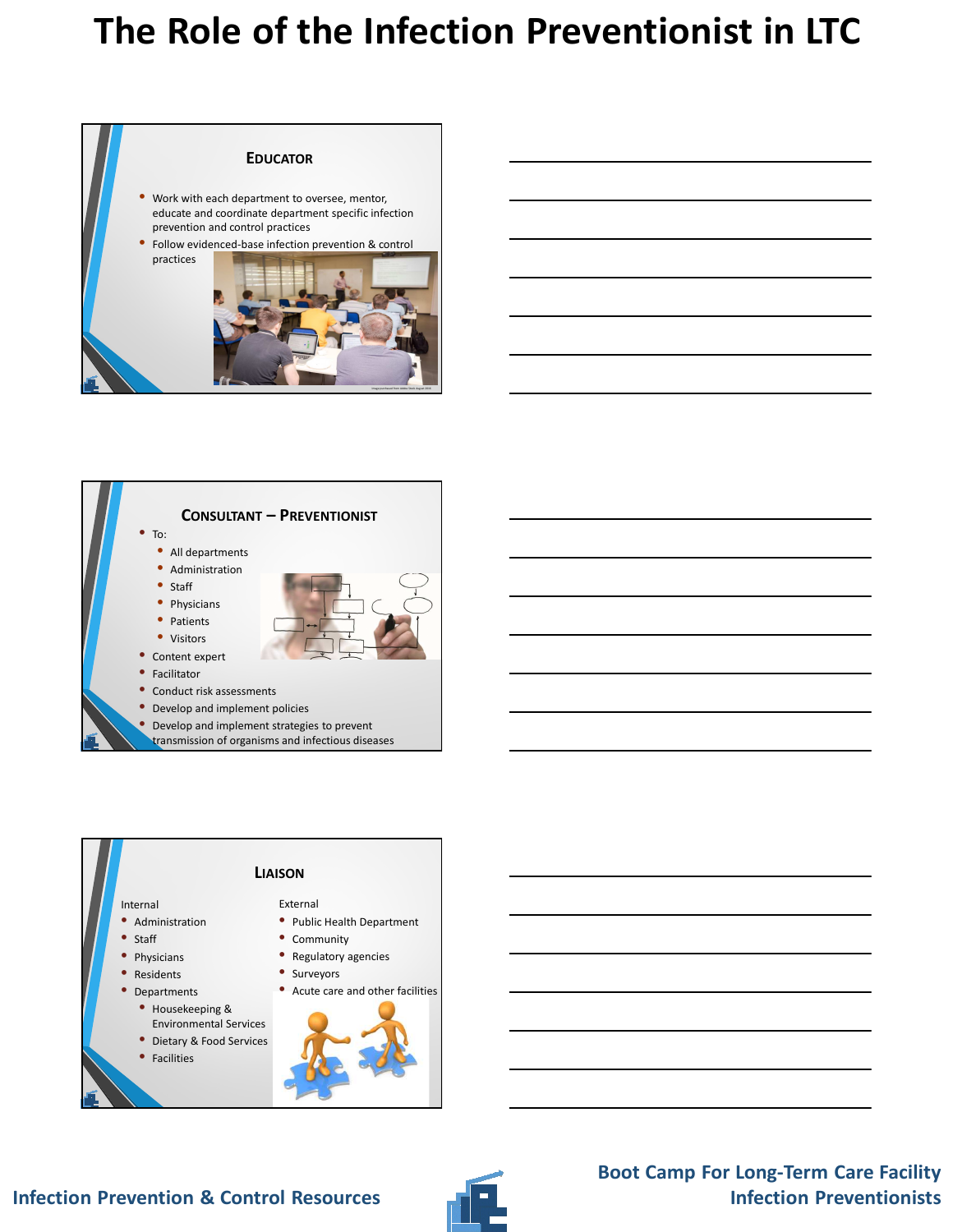# The Role of the Infection Preventionist in LTC

## Educator

- Work with each department to oversee, mentor, educate and coordinate department specific infection prevention and control practices
- Follow evidenced-base infection prevention & control practices

## Consultant – Preventionist

- To:
  - All departments
  - Administration
  - Staff
  - Physicians
  - Patients
  - Visitors
- Content expert
- Facilitator
- Conduct risk assessments
- Develop and implement policies
- Develop and implement strategies to prevent transmission of organisms and infectious diseases

## Liaison

Internal

- Administration
- Staff
- Physicians
- Residents
- Departments
  - Housekeeping & Environmental Services
  - Dietary & Food Services
  - Facilities

External

- Public Health Department
- Community
- Regulatory agencies
- Surveyors
- Acute care and other facilities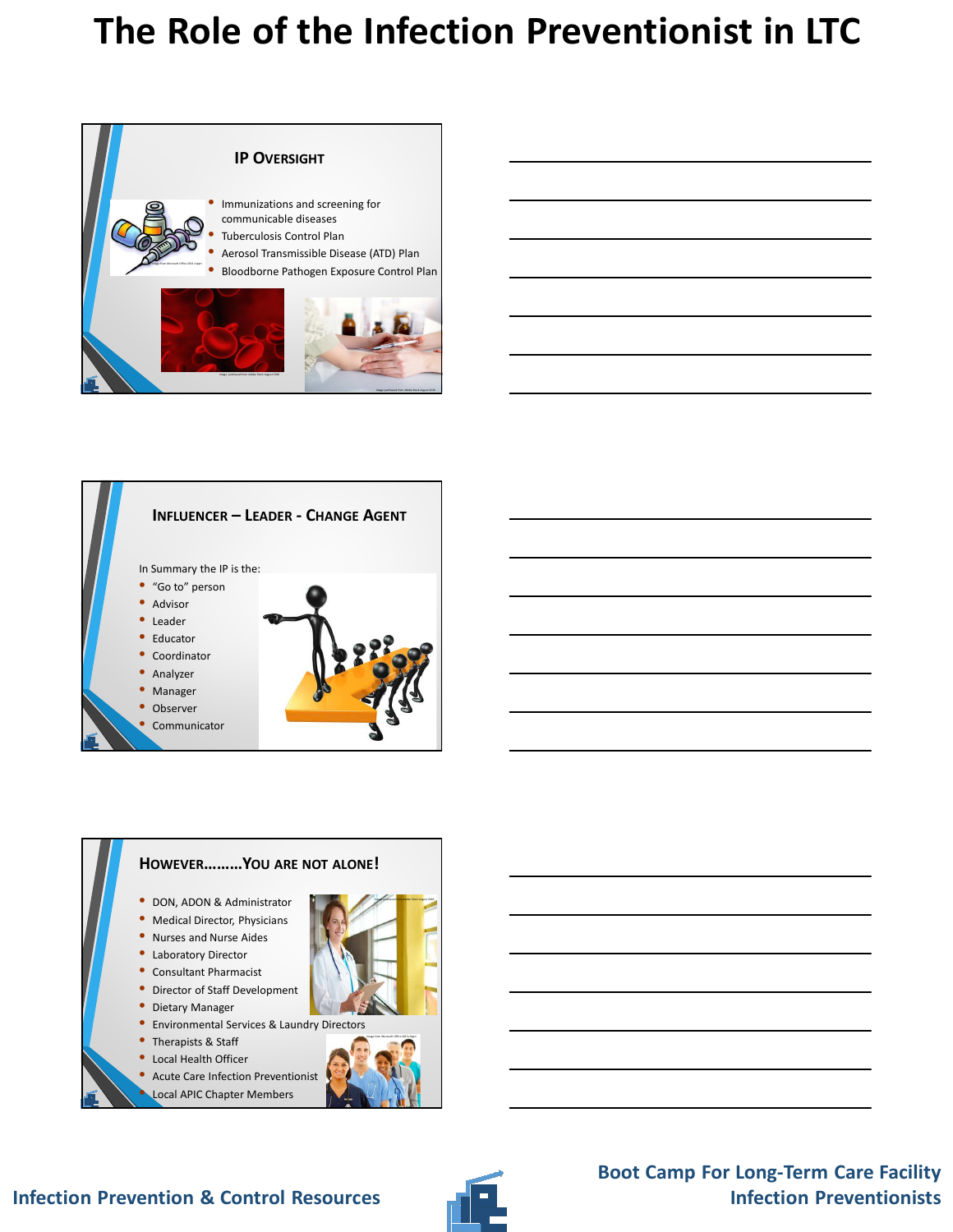# The Role of the Infection Preventionist in LTC

## IP Oversight

- Immunizations and screening for communicable diseases
- Tuberculosis Control Plan
- Aerosol Transmissible Disease (ATD) Plan
- Bloodborne Pathogen Exposure Control Plan

## Influencer – Leader - Change Agent

In Summary the IP is the:

- "Go to" person
- Advisor
- Leader
- Educator
- Coordinator
- Analyzer
- Manager
- Observer
- Communicator

## However.........You are not alone!

- DON, ADON & Administrator
- Medical Director, Physicians
- Nurses and Nurse Aides
- Laboratory Director
- Consultant Pharmacist
- Director of Staff Development
- Dietary Manager
- Environmental Services & Laundry Directors
- Therapists & Staff
- Local Health Officer
- Acute Care Infection Preventionist
- Local APIC Chapter Members

Infection Prevention & Control Resources

Boot Camp For Long-Term Care Facility Infection Preventionists